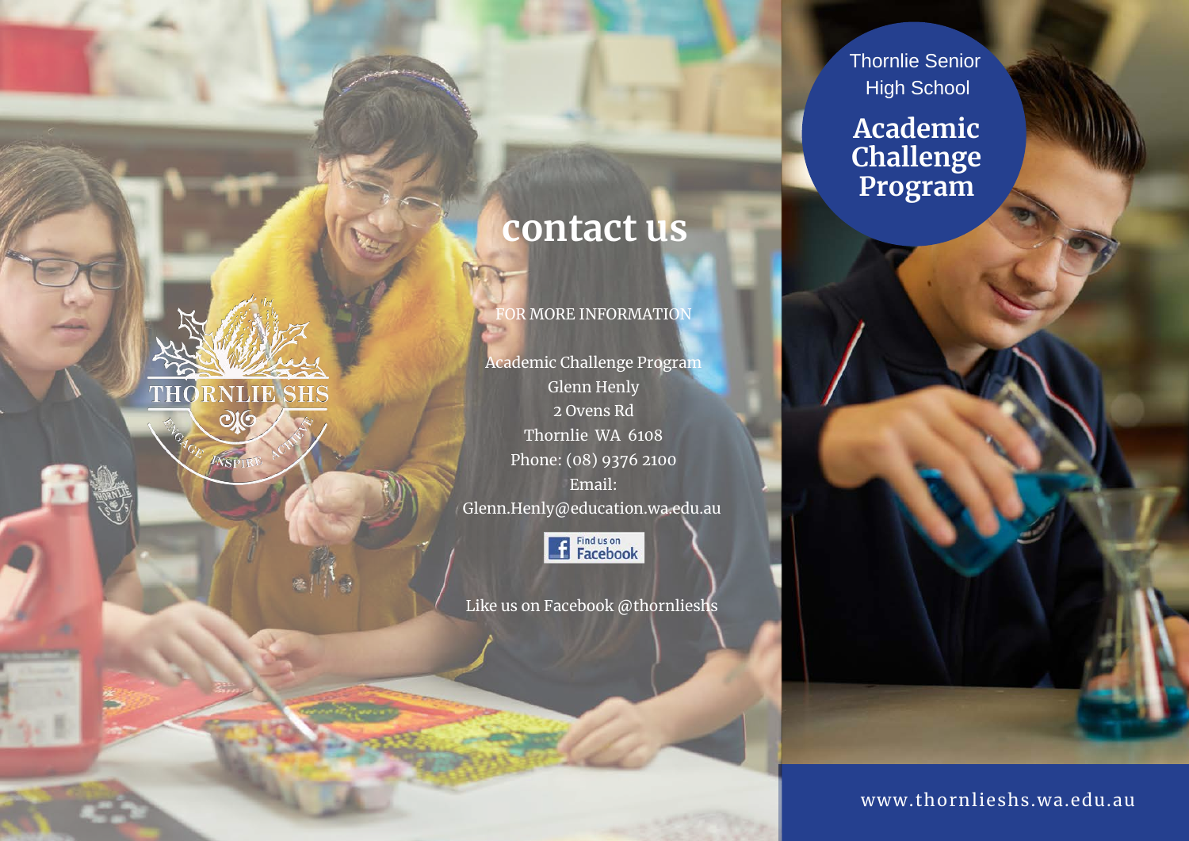Thornlie Senior High School

# Academic Challenge Program

## contact us

FOR MORE INFORMATION

Academic Challenge Program
Glenn Henly
2 Ovens Rd
Thornlie WA 6108
Phone: (08) 9376 2100
Email:
Glenn.Henly@education.wa.edu.au

Find us on Facebook

Like us on Facebook @thornlieshs

THORNLIE SHS

ENGAGE INSPIRE ACHIEVE

www.thornlieshs.wa.edu.au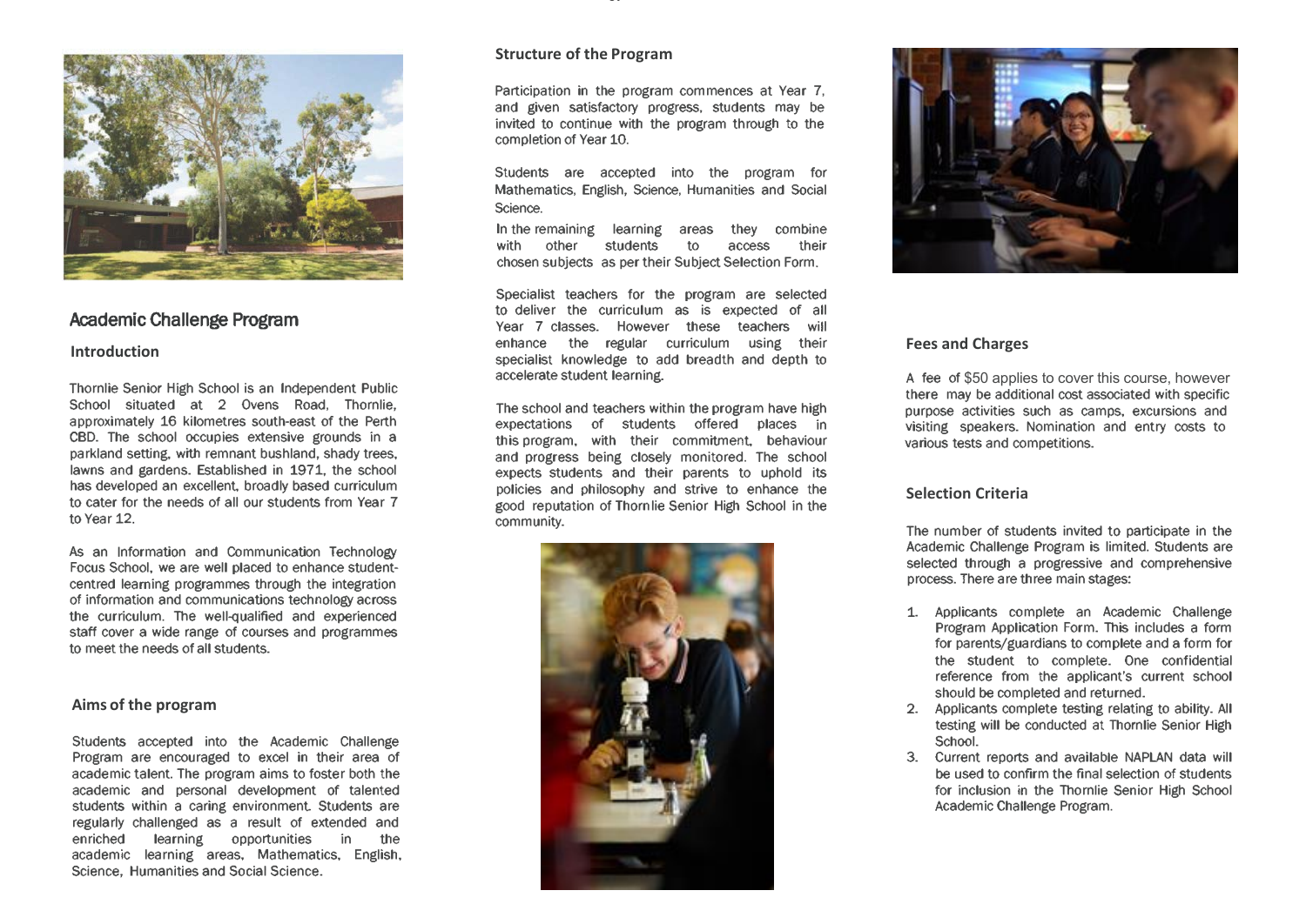## Academic Challenge Program

### Introduction

Thornlie Senior High School is an Independent Public School situated at 2 Ovens Road, Thornlie, approximately 16 kilometres south-east of the Perth CBD. The school occupies extensive grounds in a parkland setting, with remnant bushland, shady trees, lawns and gardens. Established in 1971, the school has developed an excellent, broadly based curriculum to cater for the needs of all our students from Year 7 to Year 12.

As an Information and Communication Technology Focus School, we are well placed to enhance student-centred learning programmes through the integration of information and communications technology across the curriculum. The well-qualified and experienced staff cover a wide range of courses and programmes to meet the needs of all students.

### Aims of the program

Students accepted into the Academic Challenge Program are encouraged to excel in their area of academic talent. The program aims to foster both the academic and personal development of talented students within a caring environment. Students are regularly challenged as a result of extended and enriched learning opportunities in the academic learning areas, Mathematics, English, Science, Humanities and Social Science.

### Structure of the Program

Participation in the program commences at Year 7, and given satisfactory progress, students may be invited to continue with the program through to the completion of Year 10.

Students are accepted into the program for Mathematics, English, Science, Humanities and Social Science.

In the remaining learning areas they combine with other students to access their chosen subjects as per their Subject Selection Form.

Specialist teachers for the program are selected to deliver the curriculum as is expected of all Year 7 classes. However these teachers will enhance the regular curriculum using their specialist knowledge to add breadth and depth to accelerate student learning.

The school and teachers within the program have high expectations of students offered places in this program, with their commitment, behaviour and progress being closely monitored. The school expects students and their parents to uphold its policies and philosophy and strive to enhance the good reputation of Thornlie Senior High School in the community.

### Fees and Charges

A fee of $50 applies to cover this course, however there may be additional cost associated with specific purpose activities such as camps, excursions and visiting speakers. Nomination and entry costs to various tests and competitions.

### Selection Criteria

The number of students invited to participate in the Academic Challenge Program is limited. Students are selected through a progressive and comprehensive process. There are three main stages:

1. Applicants complete an Academic Challenge Program Application Form. This includes a form for parents/guardians to complete and a form for the student to complete. One confidential reference from the applicant's current school should be completed and returned.
2. Applicants complete testing relating to ability. All testing will be conducted at Thornlie Senior High School.
3. Current reports and available NAPLAN data will be used to confirm the final selection of students for inclusion in the Thornlie Senior High School Academic Challenge Program.